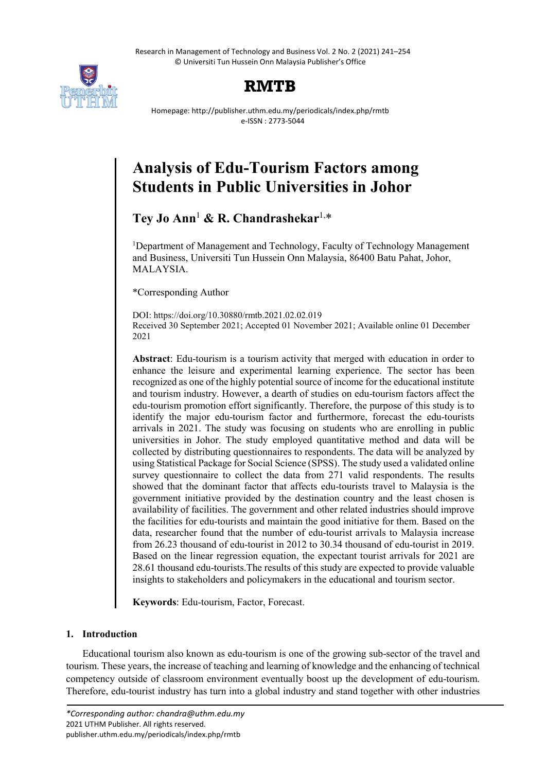# Analysis of Edu-Tourism Factors among Students in Public Universities in Johor

**Tey Jo Ann[1] & R. Chandrashekar[1,*]**

[1]Department of Management and Technology, Faculty of Technology Management and Business, Universiti Tun Hussein Onn Malaysia, 86400 Batu Pahat, Johor, MALAYSIA.

*Corresponding Author

DOI: https://doi.org/10.30880/rmtb.2021.02.02.019
Received 30 September 2021; Accepted 01 November 2021; Available online 01 December 2021

**Abstract**: Edu-tourism is a tourism activity that merged with education in order to enhance the leisure and experimental learning experience. The sector has been recognized as one of the highly potential source of income for the educational institute and tourism industry. However, a dearth of studies on edu-tourism factors affect the edu-tourism promotion effort significantly. Therefore, the purpose of this study is to identify the major edu-tourism factor and furthermore, forecast the edu-tourists arrivals in 2021. The study was focusing on students who are enrolling in public universities in Johor. The study employed quantitative method and data will be collected by distributing questionnaires to respondents. The data will be analyzed by using Statistical Package for Social Science (SPSS). The study used a validated online survey questionnaire to collect the data from 271 valid respondents. The results showed that the dominant factor that affects edu-tourists travel to Malaysia is the government initiative provided by the destination country and the least chosen is availability of facilities. The government and other related industries should improve the facilities for edu-tourists and maintain the good initiative for them. Based on the data, researcher found that the number of edu-tourist arrivals to Malaysia increase from 26.23 thousand of edu-tourist in 2012 to 30.34 thousand of edu-tourist in 2019. Based on the linear regression equation, the expectant tourist arrivals for 2021 are 28.61 thousand edu-tourists.The results of this study are expected to provide valuable insights to stakeholders and policymakers in the educational and tourism sector.

**Keywords**: Edu-tourism, Factor, Forecast.

## 1. Introduction

Educational tourism also known as edu-tourism is one of the growing sub-sector of the travel and tourism. These years, the increase of teaching and learning of knowledge and the enhancing of technical competency outside of classroom environment eventually boost up the development of edu-tourism. Therefore, edu-tourist industry has turn into a global industry and stand together with other industries

*Corresponding author: chandra@uthm.edu.my
2021 UTHM Publisher. All rights reserved.
publisher.uthm.edu.my/periodicals/index.php/rmtb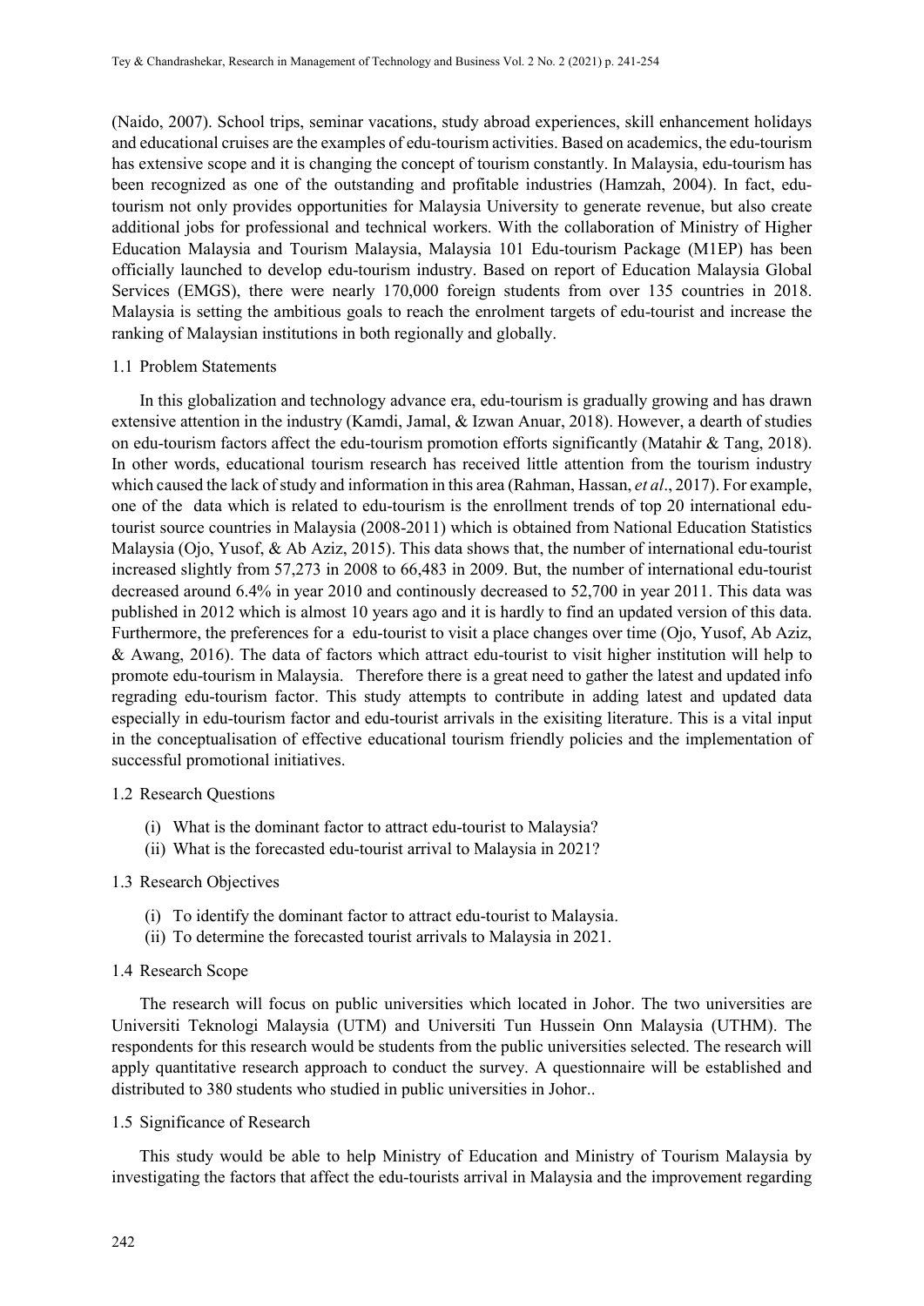(Naido, 2007). School trips, seminar vacations, study abroad experiences, skill enhancement holidays and educational cruises are the examples of edu-tourism activities. Based on academics, the edu-tourism has extensive scope and it is changing the concept of tourism constantly. In Malaysia, edu-tourism has been recognized as one of the outstanding and profitable industries (Hamzah, 2004). In fact, edu-tourism not only provides opportunities for Malaysia University to generate revenue, but also create additional jobs for professional and technical workers. With the collaboration of Ministry of Higher Education Malaysia and Tourism Malaysia, Malaysia 101 Edu-tourism Package (M1EP) has been officially launched to develop edu-tourism industry. Based on report of Education Malaysia Global Services (EMGS), there were nearly 170,000 foreign students from over 135 countries in 2018. Malaysia is setting the ambitious goals to reach the enrolment targets of edu-tourist and increase the ranking of Malaysian institutions in both regionally and globally.

## 1.1 Problem Statements

In this globalization and technology advance era, edu-tourism is gradually growing and has drawn extensive attention in the industry (Kamdi, Jamal, & Izwan Anuar, 2018). However, a dearth of studies on edu-tourism factors affect the edu-tourism promotion efforts significantly (Matahir & Tang, 2018). In other words, educational tourism research has received little attention from the tourism industry which caused the lack of study and information in this area (Rahman, Hassan, *et al*., 2017). For example, one of the data which is related to edu-tourism is the enrollment trends of top 20 international edu-tourist source countries in Malaysia (2008-2011) which is obtained from National Education Statistics Malaysia (Ojo, Yusof, & Ab Aziz, 2015). This data shows that, the number of international edu-tourist increased slightly from 57,273 in 2008 to 66,483 in 2009. But, the number of international edu-tourist decreased around 6.4% in year 2010 and continously decreased to 52,700 in year 2011. This data was published in 2012 which is almost 10 years ago and it is hardly to find an updated version of this data. Furthermore, the preferences for a edu-tourist to visit a place changes over time (Ojo, Yusof, Ab Aziz, & Awang, 2016). The data of factors which attract edu-tourist to visit higher institution will help to promote edu-tourism in Malaysia. Therefore there is a great need to gather the latest and updated info regrading edu-tourism factor. This study attempts to contribute in adding latest and updated data especially in edu-tourism factor and edu-tourist arrivals in the exisiting literature. This is a vital input in the conceptualisation of effective educational tourism friendly policies and the implementation of successful promotional initiatives.

## 1.2 Research Questions

(i) What is the dominant factor to attract edu-tourist to Malaysia?
(ii) What is the forecasted edu-tourist arrival to Malaysia in 2021?

## 1.3 Research Objectives

(i) To identify the dominant factor to attract edu-tourist to Malaysia.
(ii) To determine the forecasted tourist arrivals to Malaysia in 2021.

## 1.4 Research Scope

The research will focus on public universities which located in Johor. The two universities are Universiti Teknologi Malaysia (UTM) and Universiti Tun Hussein Onn Malaysia (UTHM). The respondents for this research would be students from the public universities selected. The research will apply quantitative research approach to conduct the survey. A questionnaire will be established and distributed to 380 students who studied in public universities in Johor..

## 1.5 Significance of Research

This study would be able to help Ministry of Education and Ministry of Tourism Malaysia by investigating the factors that affect the edu-tourists arrival in Malaysia and the improvement regarding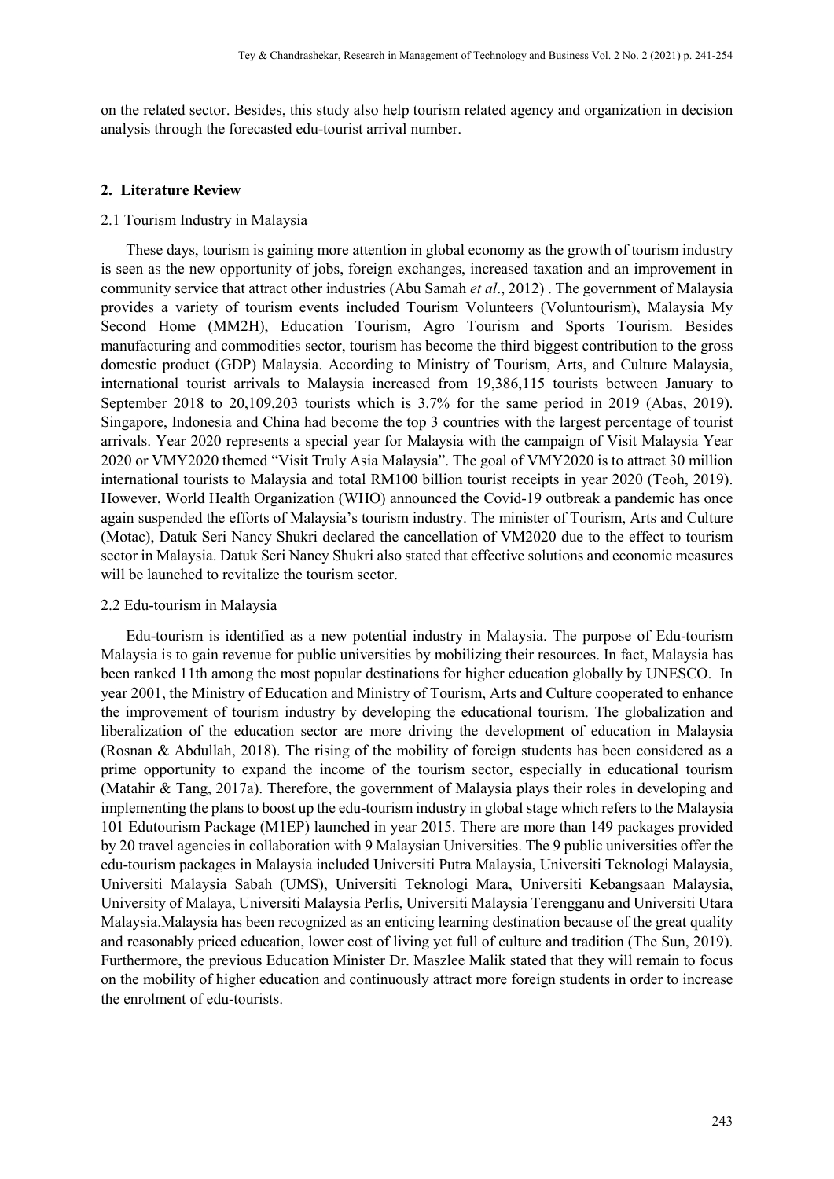on the related sector. Besides, this study also help tourism related agency and organization in decision analysis through the forecasted edu-tourist arrival number.

## 2. Literature Review

### 2.1 Tourism Industry in Malaysia

These days, tourism is gaining more attention in global economy as the growth of tourism industry is seen as the new opportunity of jobs, foreign exchanges, increased taxation and an improvement in community service that attract other industries (Abu Samah *et al*., 2012) . The government of Malaysia provides a variety of tourism events included Tourism Volunteers (Voluntourism), Malaysia My Second Home (MM2H), Education Tourism, Agro Tourism and Sports Tourism. Besides manufacturing and commodities sector, tourism has become the third biggest contribution to the gross domestic product (GDP) Malaysia. According to Ministry of Tourism, Arts, and Culture Malaysia, international tourist arrivals to Malaysia increased from 19,386,115 tourists between January to September 2018 to 20,109,203 tourists which is 3.7% for the same period in 2019 (Abas, 2019). Singapore, Indonesia and China had become the top 3 countries with the largest percentage of tourist arrivals. Year 2020 represents a special year for Malaysia with the campaign of Visit Malaysia Year 2020 or VMY2020 themed "Visit Truly Asia Malaysia". The goal of VMY2020 is to attract 30 million international tourists to Malaysia and total RM100 billion tourist receipts in year 2020 (Teoh, 2019). However, World Health Organization (WHO) announced the Covid-19 outbreak a pandemic has once again suspended the efforts of Malaysia's tourism industry. The minister of Tourism, Arts and Culture (Motac), Datuk Seri Nancy Shukri declared the cancellation of VM2020 due to the effect to tourism sector in Malaysia. Datuk Seri Nancy Shukri also stated that effective solutions and economic measures will be launched to revitalize the tourism sector.

### 2.2 Edu-tourism in Malaysia

Edu-tourism is identified as a new potential industry in Malaysia. The purpose of Edu-tourism Malaysia is to gain revenue for public universities by mobilizing their resources. In fact, Malaysia has been ranked 11th among the most popular destinations for higher education globally by UNESCO. In year 2001, the Ministry of Education and Ministry of Tourism, Arts and Culture cooperated to enhance the improvement of tourism industry by developing the educational tourism. The globalization and liberalization of the education sector are more driving the development of education in Malaysia (Rosnan & Abdullah, 2018). The rising of the mobility of foreign students has been considered as a prime opportunity to expand the income of the tourism sector, especially in educational tourism (Matahir & Tang, 2017a). Therefore, the government of Malaysia plays their roles in developing and implementing the plans to boost up the edu-tourism industry in global stage which refers to the Malaysia 101 Edutourism Package (M1EP) launched in year 2015. There are more than 149 packages provided by 20 travel agencies in collaboration with 9 Malaysian Universities. The 9 public universities offer the edu-tourism packages in Malaysia included Universiti Putra Malaysia, Universiti Teknologi Malaysia, Universiti Malaysia Sabah (UMS), Universiti Teknologi Mara, Universiti Kebangsaan Malaysia, University of Malaya, Universiti Malaysia Perlis, Universiti Malaysia Terengganu and Universiti Utara Malaysia.Malaysia has been recognized as an enticing learning destination because of the great quality and reasonably priced education, lower cost of living yet full of culture and tradition (The Sun, 2019). Furthermore, the previous Education Minister Dr. Maszlee Malik stated that they will remain to focus on the mobility of higher education and continuously attract more foreign students in order to increase the enrolment of edu-tourists.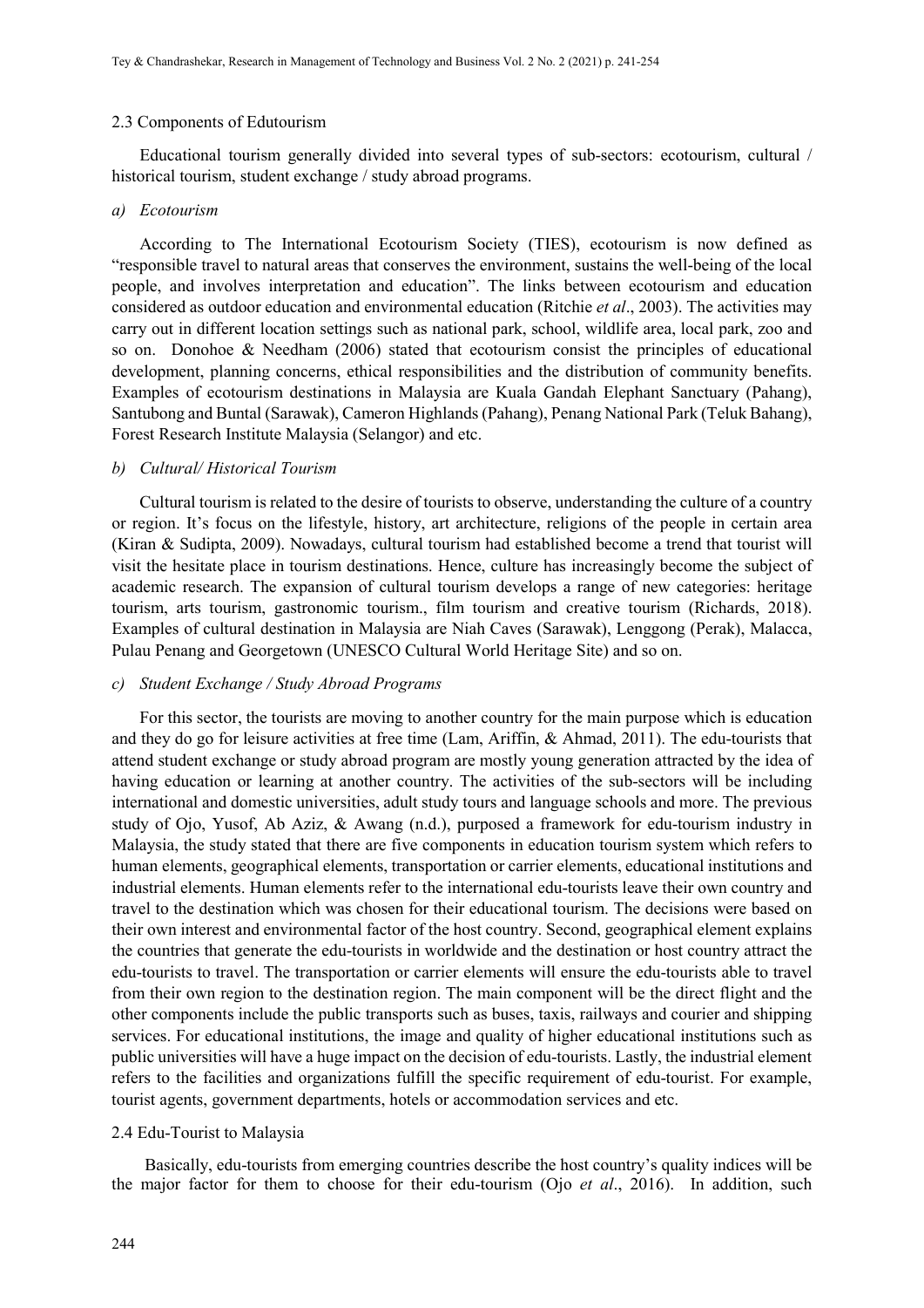## 2.3 Components of Edutourism

Educational tourism generally divided into several types of sub-sectors: ecotourism, cultural / historical tourism, student exchange / study abroad programs.

### *a) Ecotourism*

According to The International Ecotourism Society (TIES), ecotourism is now defined as "responsible travel to natural areas that conserves the environment, sustains the well-being of the local people, and involves interpretation and education". The links between ecotourism and education considered as outdoor education and environmental education (Ritchie *et al*., 2003). The activities may carry out in different location settings such as national park, school, wildlife area, local park, zoo and so on. Donohoe & Needham (2006) stated that ecotourism consist the principles of educational development, planning concerns, ethical responsibilities and the distribution of community benefits. Examples of ecotourism destinations in Malaysia are Kuala Gandah Elephant Sanctuary (Pahang), Santubong and Buntal (Sarawak), Cameron Highlands (Pahang), Penang National Park (Teluk Bahang), Forest Research Institute Malaysia (Selangor) and etc.

### *b) Cultural/ Historical Tourism*

Cultural tourism is related to the desire of tourists to observe, understanding the culture of a country or region. It's focus on the lifestyle, history, art architecture, religions of the people in certain area (Kiran & Sudipta, 2009). Nowadays, cultural tourism had established become a trend that tourist will visit the hesitate place in tourism destinations. Hence, culture has increasingly become the subject of academic research. The expansion of cultural tourism develops a range of new categories: heritage tourism, arts tourism, gastronomic tourism., film tourism and creative tourism (Richards, 2018). Examples of cultural destination in Malaysia are Niah Caves (Sarawak), Lenggong (Perak), Malacca, Pulau Penang and Georgetown (UNESCO Cultural World Heritage Site) and so on.

### *c) Student Exchange / Study Abroad Programs*

For this sector, the tourists are moving to another country for the main purpose which is education and they do go for leisure activities at free time (Lam, Ariffin, & Ahmad, 2011). The edu-tourists that attend student exchange or study abroad program are mostly young generation attracted by the idea of having education or learning at another country. The activities of the sub-sectors will be including international and domestic universities, adult study tours and language schools and more. The previous study of Ojo, Yusof, Ab Aziz, & Awang (n.d.), purposed a framework for edu-tourism industry in Malaysia, the study stated that there are five components in education tourism system which refers to human elements, geographical elements, transportation or carrier elements, educational institutions and industrial elements. Human elements refer to the international edu-tourists leave their own country and travel to the destination which was chosen for their educational tourism. The decisions were based on their own interest and environmental factor of the host country. Second, geographical element explains the countries that generate the edu-tourists in worldwide and the destination or host country attract the edu-tourists to travel. The transportation or carrier elements will ensure the edu-tourists able to travel from their own region to the destination region. The main component will be the direct flight and the other components include the public transports such as buses, taxis, railways and courier and shipping services. For educational institutions, the image and quality of higher educational institutions such as public universities will have a huge impact on the decision of edu-tourists. Lastly, the industrial element refers to the facilities and organizations fulfill the specific requirement of edu-tourist. For example, tourist agents, government departments, hotels or accommodation services and etc.

## 2.4 Edu-Tourist to Malaysia

Basically, edu-tourists from emerging countries describe the host country's quality indices will be the major factor for them to choose for their edu-tourism (Ojo *et al*., 2016). In addition, such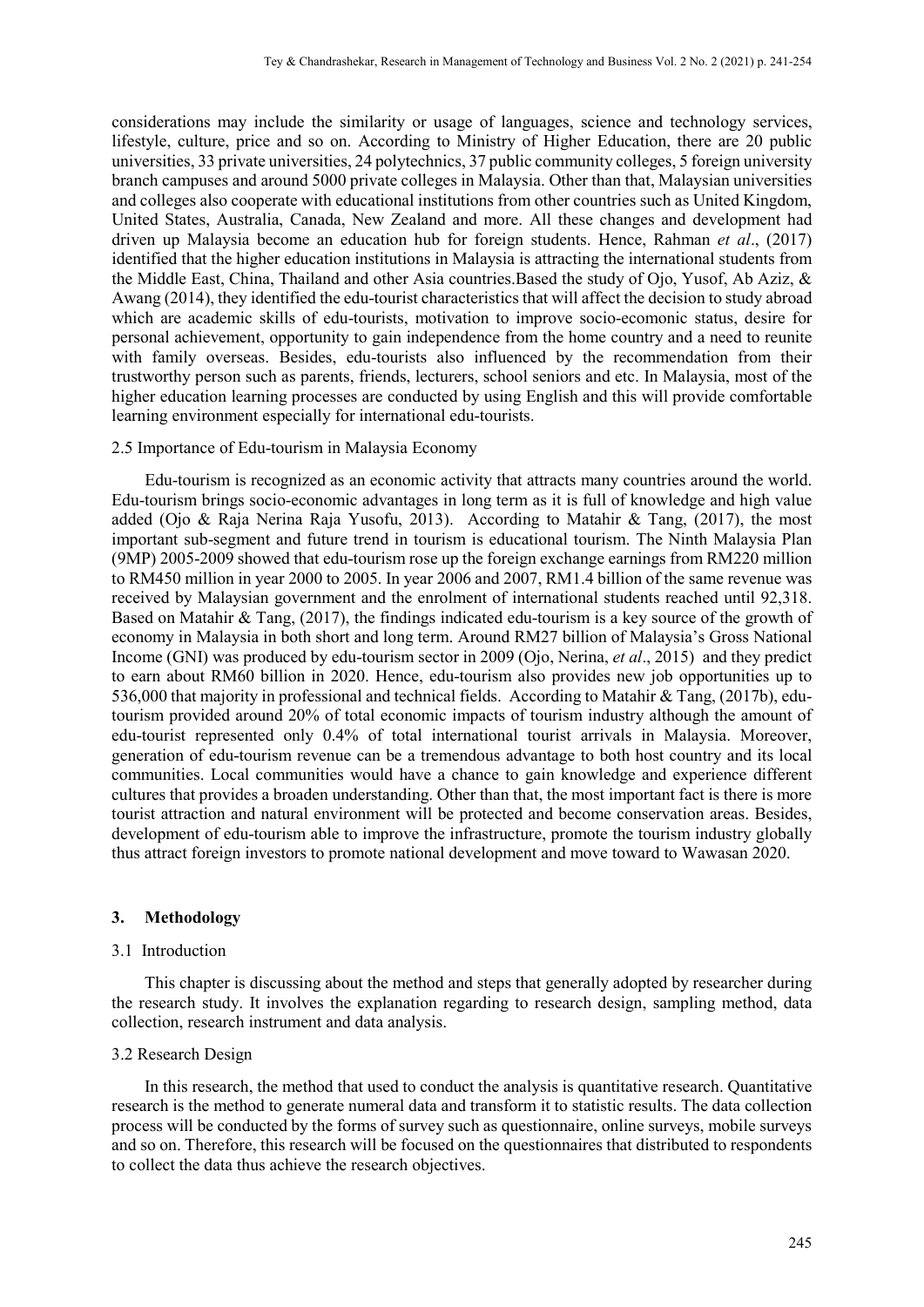considerations may include the similarity or usage of languages, science and technology services, lifestyle, culture, price and so on. According to Ministry of Higher Education, there are 20 public universities, 33 private universities, 24 polytechnics, 37 public community colleges, 5 foreign university branch campuses and around 5000 private colleges in Malaysia. Other than that, Malaysian universities and colleges also cooperate with educational institutions from other countries such as United Kingdom, United States, Australia, Canada, New Zealand and more. All these changes and development had driven up Malaysia become an education hub for foreign students. Hence, Rahman *et al*., (2017) identified that the higher education institutions in Malaysia is attracting the international students from the Middle East, China, Thailand and other Asia countries.Based the study of Ojo, Yusof, Ab Aziz, & Awang (2014), they identified the edu-tourist characteristics that will affect the decision to study abroad which are academic skills of edu-tourists, motivation to improve socio-ecomonic status, desire for personal achievement, opportunity to gain independence from the home country and a need to reunite with family overseas. Besides, edu-tourists also influenced by the recommendation from their trustworthy person such as parents, friends, lecturers, school seniors and etc. In Malaysia, most of the higher education learning processes are conducted by using English and this will provide comfortable learning environment especially for international edu-tourists.

### 2.5 Importance of Edu-tourism in Malaysia Economy

Edu-tourism is recognized as an economic activity that attracts many countries around the world. Edu-tourism brings socio-economic advantages in long term as it is full of knowledge and high value added (Ojo & Raja Nerina Raja Yusofu, 2013). According to Matahir & Tang, (2017), the most important sub-segment and future trend in tourism is educational tourism. The Ninth Malaysia Plan (9MP) 2005-2009 showed that edu-tourism rose up the foreign exchange earnings from RM220 million to RM450 million in year 2000 to 2005. In year 2006 and 2007, RM1.4 billion of the same revenue was received by Malaysian government and the enrolment of international students reached until 92,318. Based on Matahir & Tang, (2017), the findings indicated edu-tourism is a key source of the growth of economy in Malaysia in both short and long term. Around RM27 billion of Malaysia's Gross National Income (GNI) was produced by edu-tourism sector in 2009 (Ojo, Nerina, *et al*., 2015) and they predict to earn about RM60 billion in 2020. Hence, edu-tourism also provides new job opportunities up to 536,000 that majority in professional and technical fields. According to Matahir & Tang, (2017b), edu-tourism provided around 20% of total economic impacts of tourism industry although the amount of edu-tourist represented only 0.4% of total international tourist arrivals in Malaysia. Moreover, generation of edu-tourism revenue can be a tremendous advantage to both host country and its local communities. Local communities would have a chance to gain knowledge and experience different cultures that provides a broaden understanding. Other than that, the most important fact is there is more tourist attraction and natural environment will be protected and become conservation areas. Besides, development of edu-tourism able to improve the infrastructure, promote the tourism industry globally thus attract foreign investors to promote national development and move toward to Wawasan 2020.

## 3. Methodology

### 3.1 Introduction

This chapter is discussing about the method and steps that generally adopted by researcher during the research study. It involves the explanation regarding to research design, sampling method, data collection, research instrument and data analysis.

### 3.2 Research Design

In this research, the method that used to conduct the analysis is quantitative research. Quantitative research is the method to generate numeral data and transform it to statistic results. The data collection process will be conducted by the forms of survey such as questionnaire, online surveys, mobile surveys and so on. Therefore, this research will be focused on the questionnaires that distributed to respondents to collect the data thus achieve the research objectives.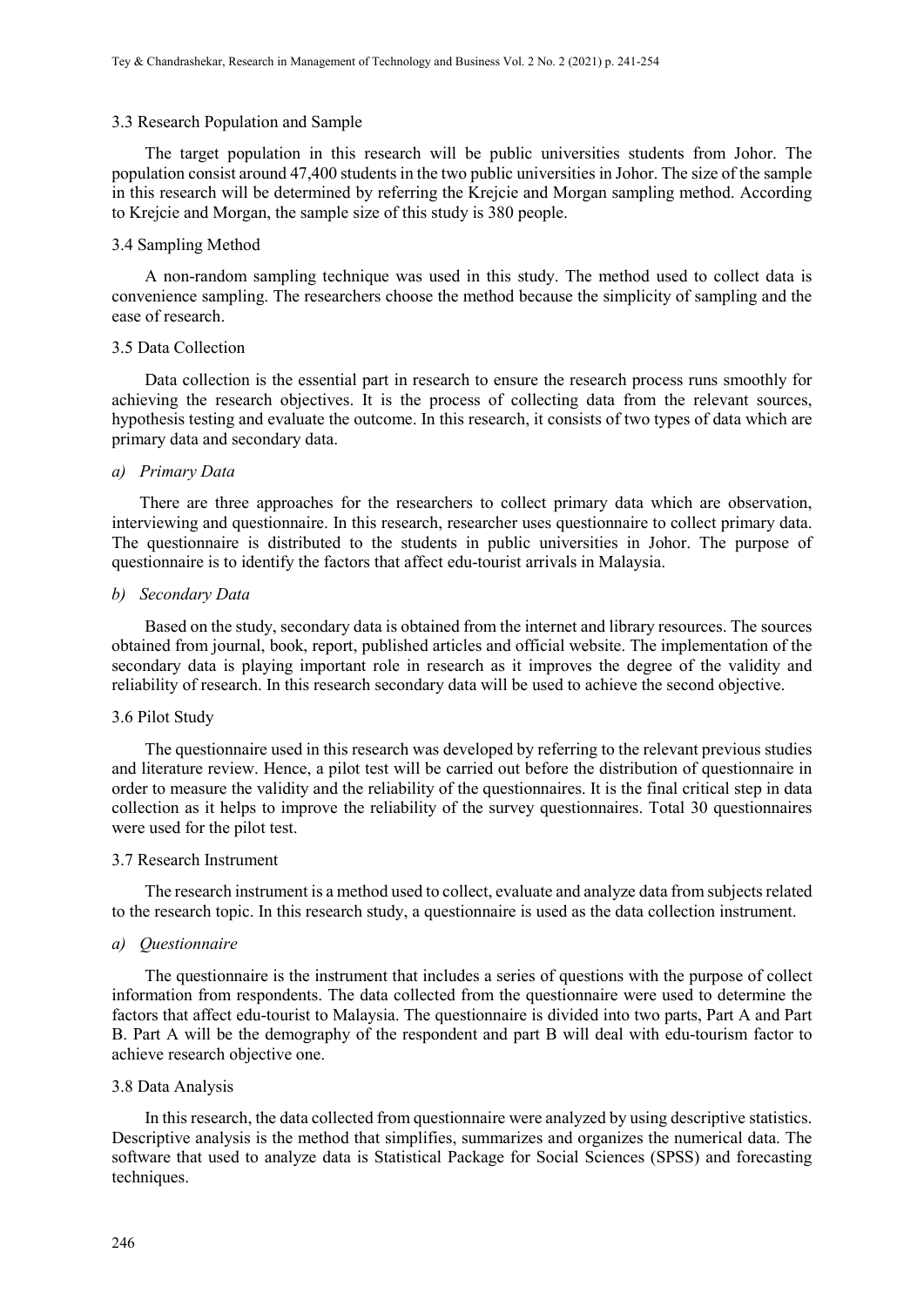### 3.3 Research Population and Sample

The target population in this research will be public universities students from Johor. The population consist around 47,400 students in the two public universities in Johor. The size of the sample in this research will be determined by referring the Krejcie and Morgan sampling method. According to Krejcie and Morgan, the sample size of this study is 380 people.

### 3.4 Sampling Method

A non-random sampling technique was used in this study. The method used to collect data is convenience sampling. The researchers choose the method because the simplicity of sampling and the ease of research.

### 3.5 Data Collection

Data collection is the essential part in research to ensure the research process runs smoothly for achieving the research objectives. It is the process of collecting data from the relevant sources, hypothesis testing and evaluate the outcome. In this research, it consists of two types of data which are primary data and secondary data.

*a) Primary Data*

There are three approaches for the researchers to collect primary data which are observation, interviewing and questionnaire. In this research, researcher uses questionnaire to collect primary data. The questionnaire is distributed to the students in public universities in Johor. The purpose of questionnaire is to identify the factors that affect edu-tourist arrivals in Malaysia.

*b) Secondary Data*

Based on the study, secondary data is obtained from the internet and library resources. The sources obtained from journal, book, report, published articles and official website. The implementation of the secondary data is playing important role in research as it improves the degree of the validity and reliability of research. In this research secondary data will be used to achieve the second objective.

### 3.6 Pilot Study

The questionnaire used in this research was developed by referring to the relevant previous studies and literature review. Hence, a pilot test will be carried out before the distribution of questionnaire in order to measure the validity and the reliability of the questionnaires. It is the final critical step in data collection as it helps to improve the reliability of the survey questionnaires. Total 30 questionnaires were used for the pilot test.

### 3.7 Research Instrument

The research instrument is a method used to collect, evaluate and analyze data from subjects related to the research topic. In this research study, a questionnaire is used as the data collection instrument.

*a) Questionnaire*

The questionnaire is the instrument that includes a series of questions with the purpose of collect information from respondents. The data collected from the questionnaire were used to determine the factors that affect edu-tourist to Malaysia. The questionnaire is divided into two parts, Part A and Part B. Part A will be the demography of the respondent and part B will deal with edu-tourism factor to achieve research objective one.

### 3.8 Data Analysis

In this research, the data collected from questionnaire were analyzed by using descriptive statistics. Descriptive analysis is the method that simplifies, summarizes and organizes the numerical data. The software that used to analyze data is Statistical Package for Social Sciences (SPSS) and forecasting techniques.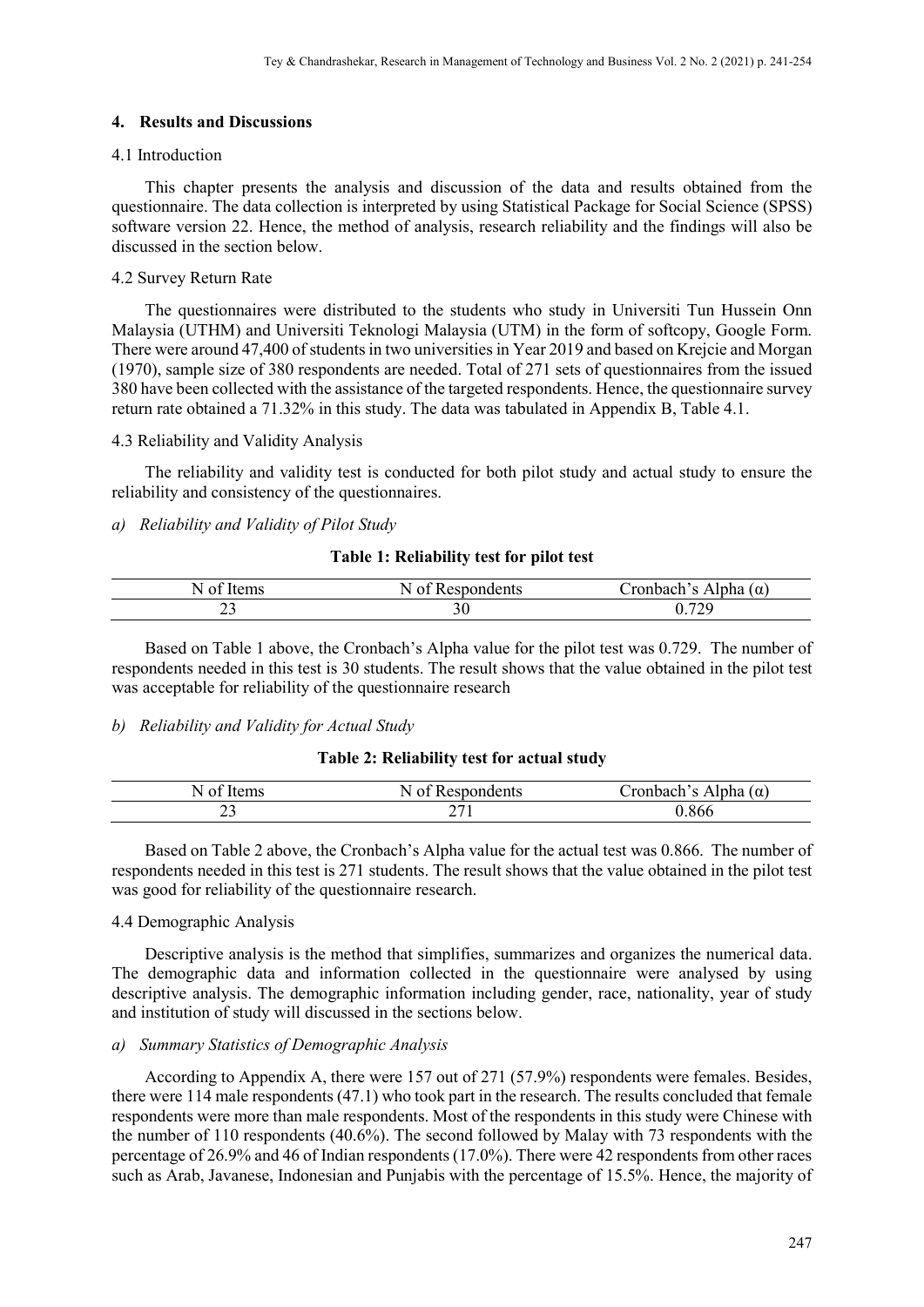## 4. Results and Discussions

### 4.1 Introduction

This chapter presents the analysis and discussion of the data and results obtained from the questionnaire. The data collection is interpreted by using Statistical Package for Social Science (SPSS) software version 22. Hence, the method of analysis, research reliability and the findings will also be discussed in the section below.

### 4.2 Survey Return Rate

The questionnaires were distributed to the students who study in Universiti Tun Hussein Onn Malaysia (UTHM) and Universiti Teknologi Malaysia (UTM) in the form of softcopy, Google Form. There were around 47,400 of students in two universities in Year 2019 and based on Krejcie and Morgan (1970), sample size of 380 respondents are needed. Total of 271 sets of questionnaires from the issued 380 have been collected with the assistance of the targeted respondents. Hence, the questionnaire survey return rate obtained a 71.32% in this study. The data was tabulated in Appendix B, Table 4.1.

### 4.3 Reliability and Validity Analysis

The reliability and validity test is conducted for both pilot study and actual study to ensure the reliability and consistency of the questionnaires.

*a) Reliability and Validity of Pilot Study*

**Table 1: Reliability test for pilot test**

| N of Items | N of Respondents | Cronbach's Alpha ($\alpha$) |
|---|---|---|
| 23 | 30 | 0.729 |

Based on Table 1 above, the Cronbach's Alpha value for the pilot test was 0.729. The number of respondents needed in this test is 30 students. The result shows that the value obtained in the pilot test was acceptable for reliability of the questionnaire research

*b) Reliability and Validity for Actual Study*

**Table 2: Reliability test for actual study**

| N of Items | N of Respondents | Cronbach's Alpha ($\alpha$) |
|---|---|---|
| 23 | 271 | 0.866 |

Based on Table 2 above, the Cronbach's Alpha value for the actual test was 0.866. The number of respondents needed in this test is 271 students. The result shows that the value obtained in the pilot test was good for reliability of the questionnaire research.

### 4.4 Demographic Analysis

Descriptive analysis is the method that simplifies, summarizes and organizes the numerical data. The demographic data and information collected in the questionnaire were analysed by using descriptive analysis. The demographic information including gender, race, nationality, year of study and institution of study will discussed in the sections below.

*a) Summary Statistics of Demographic Analysis*

According to Appendix A, there were 157 out of 271 (57.9%) respondents were females. Besides, there were 114 male respondents (47.1) who took part in the research. The results concluded that female respondents were more than male respondents. Most of the respondents in this study were Chinese with the number of 110 respondents (40.6%). The second followed by Malay with 73 respondents with the percentage of 26.9% and 46 of Indian respondents (17.0%). There were 42 respondents from other races such as Arab, Javanese, Indonesian and Punjabis with the percentage of 15.5%. Hence, the majority of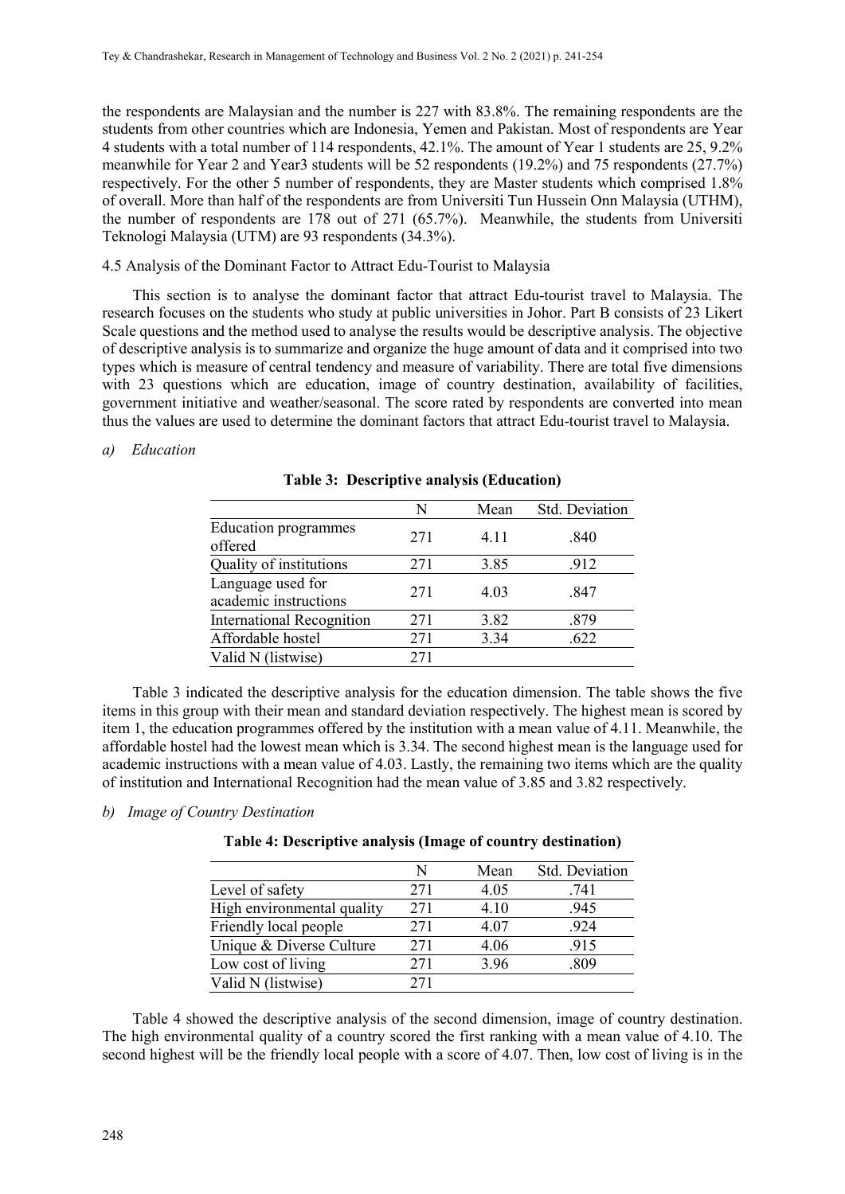the respondents are Malaysian and the number is 227 with 83.8%. The remaining respondents are the students from other countries which are Indonesia, Yemen and Pakistan. Most of respondents are Year 4 students with a total number of 114 respondents, 42.1%. The amount of Year 1 students are 25, 9.2% meanwhile for Year 2 and Year3 students will be 52 respondents (19.2%) and 75 respondents (27.7%) respectively. For the other 5 number of respondents, they are Master students which comprised 1.8% of overall. More than half of the respondents are from Universiti Tun Hussein Onn Malaysia (UTHM), the number of respondents are 178 out of 271 (65.7%). Meanwhile, the students from Universiti Teknologi Malaysia (UTM) are 93 respondents (34.3%).

### 4.5 Analysis of the Dominant Factor to Attract Edu-Tourist to Malaysia

This section is to analyse the dominant factor that attract Edu-tourist travel to Malaysia. The research focuses on the students who study at public universities in Johor. Part B consists of 23 Likert Scale questions and the method used to analyse the results would be descriptive analysis. The objective of descriptive analysis is to summarize and organize the huge amount of data and it comprised into two types which is measure of central tendency and measure of variability. There are total five dimensions with 23 questions which are education, image of country destination, availability of facilities, government initiative and weather/seasonal. The score rated by respondents are converted into mean thus the values are used to determine the dominant factors that attract Edu-tourist travel to Malaysia.

*a) Education*

**Table 3: Descriptive analysis (Education)**

| | N | Mean | Std. Deviation |
|---|---|---|---|
| Education programmes offered | 271 | 4.11 | .840 |
| Quality of institutions | 271 | 3.85 | .912 |
| Language used for academic instructions | 271 | 4.03 | .847 |
| International Recognition | 271 | 3.82 | .879 |
| Affordable hostel | 271 | 3.34 | .622 |
| Valid N (listwise) | 271 | | |

Table 3 indicated the descriptive analysis for the education dimension. The table shows the five items in this group with their mean and standard deviation respectively. The highest mean is scored by item 1, the education programmes offered by the institution with a mean value of 4.11. Meanwhile, the affordable hostel had the lowest mean which is 3.34. The second highest mean is the language used for academic instructions with a mean value of 4.03. Lastly, the remaining two items which are the quality of institution and International Recognition had the mean value of 3.85 and 3.82 respectively.

*b) Image of Country Destination*

**Table 4: Descriptive analysis (Image of country destination)**

| | N | Mean | Std. Deviation |
|---|---|---|---|
| Level of safety | 271 | 4.05 | .741 |
| High environmental quality | 271 | 4.10 | .945 |
| Friendly local people | 271 | 4.07 | .924 |
| Unique & Diverse Culture | 271 | 4.06 | .915 |
| Low cost of living | 271 | 3.96 | .809 |
| Valid N (listwise) | 271 | | |

Table 4 showed the descriptive analysis of the second dimension, image of country destination. The high environmental quality of a country scored the first ranking with a mean value of 4.10. The second highest will be the friendly local people with a score of 4.07. Then, low cost of living is in the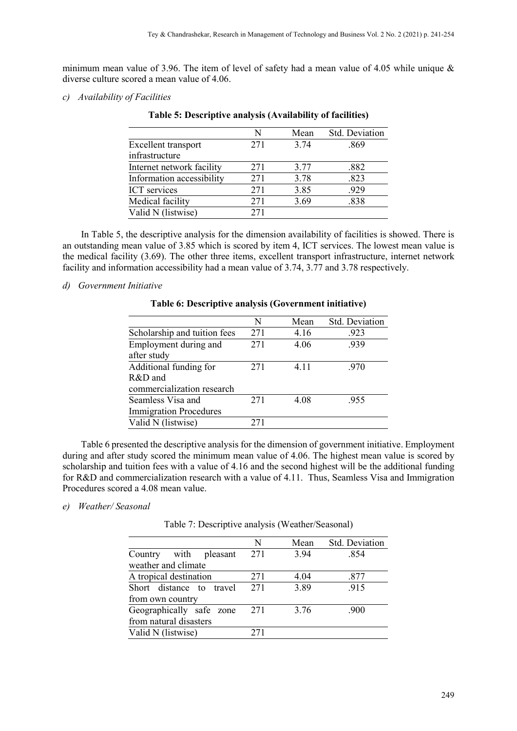minimum mean value of 3.96. The item of level of safety had a mean value of 4.05 while unique & diverse culture scored a mean value of 4.06.

*c) Availability of Facilities*

**Table 5: Descriptive analysis (Availability of facilities)**

| | N | Mean | Std. Deviation |
|---|---|---|---|
| Excellent transport infrastructure | 271 | 3.74 | .869 |
| Internet network facility | 271 | 3.77 | .882 |
| Information accessibility | 271 | 3.78 | .823 |
| ICT services | 271 | 3.85 | .929 |
| Medical facility | 271 | 3.69 | .838 |
| Valid N (listwise) | 271 | | |

In Table 5, the descriptive analysis for the dimension availability of facilities is showed. There is an outstanding mean value of 3.85 which is scored by item 4, ICT services. The lowest mean value is the medical facility (3.69). The other three items, excellent transport infrastructure, internet network facility and information accessibility had a mean value of 3.74, 3.77 and 3.78 respectively.

*d) Government Initiative*

**Table 6: Descriptive analysis (Government initiative)**

| | N | Mean | Std. Deviation |
|---|---|---|---|
| Scholarship and tuition fees | 271 | 4.16 | .923 |
| Employment during and after study | 271 | 4.06 | .939 |
| Additional funding for R&D and commercialization research | 271 | 4.11 | .970 |
| Seamless Visa and Immigration Procedures | 271 | 4.08 | .955 |
| Valid N (listwise) | 271 | | |

Table 6 presented the descriptive analysis for the dimension of government initiative. Employment during and after study scored the minimum mean value of 4.06. The highest mean value is scored by scholarship and tuition fees with a value of 4.16 and the second highest will be the additional funding for R&D and commercialization research with a value of 4.11. Thus, Seamless Visa and Immigration Procedures scored a 4.08 mean value.

*e) Weather/ Seasonal*

Table 7: Descriptive analysis (Weather/Seasonal)

| | N | Mean | Std. Deviation |
|---|---|---|---|
| Country with pleasant weather and climate | 271 | 3.94 | .854 |
| A tropical destination | 271 | 4.04 | .877 |
| Short distance to travel from own country | 271 | 3.89 | .915 |
| Geographically safe zone from natural disasters | 271 | 3.76 | .900 |
| Valid N (listwise) | 271 | | |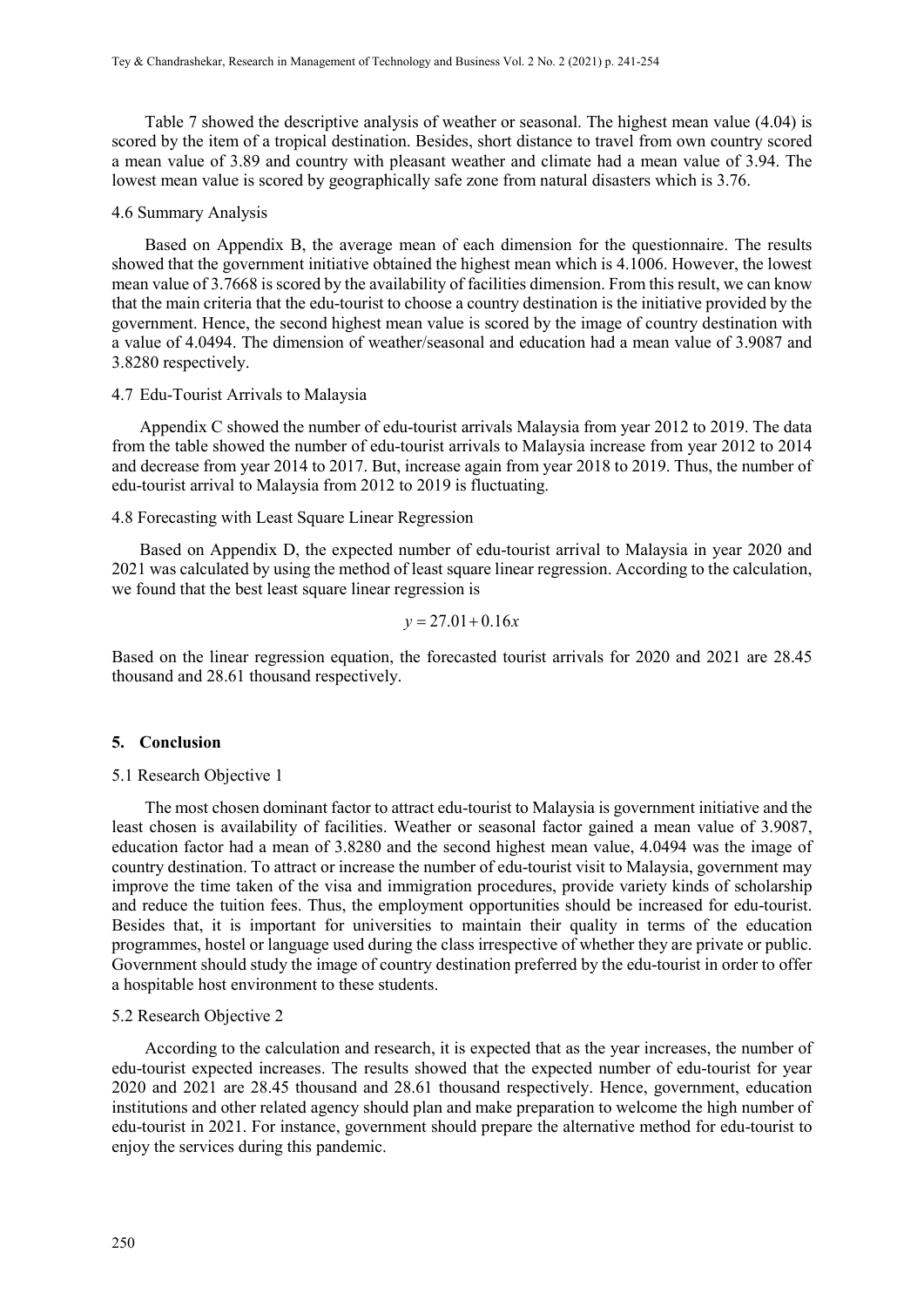Table 7 showed the descriptive analysis of weather or seasonal. The highest mean value (4.04) is scored by the item of a tropical destination. Besides, short distance to travel from own country scored a mean value of 3.89 and country with pleasant weather and climate had a mean value of 3.94. The lowest mean value is scored by geographically safe zone from natural disasters which is 3.76.

### 4.6 Summary Analysis

Based on Appendix B, the average mean of each dimension for the questionnaire. The results showed that the government initiative obtained the highest mean which is 4.1006. However, the lowest mean value of 3.7668 is scored by the availability of facilities dimension. From this result, we can know that the main criteria that the edu-tourist to choose a country destination is the initiative provided by the government. Hence, the second highest mean value is scored by the image of country destination with a value of 4.0494. The dimension of weather/seasonal and education had a mean value of 3.9087 and 3.8280 respectively.

### 4.7 Edu-Tourist Arrivals to Malaysia

Appendix C showed the number of edu-tourist arrivals Malaysia from year 2012 to 2019. The data from the table showed the number of edu-tourist arrivals to Malaysia increase from year 2012 to 2014 and decrease from year 2014 to 2017. But, increase again from year 2018 to 2019. Thus, the number of edu-tourist arrival to Malaysia from 2012 to 2019 is fluctuating.

### 4.8 Forecasting with Least Square Linear Regression

Based on Appendix D, the expected number of edu-tourist arrival to Malaysia in year 2020 and 2021 was calculated by using the method of least square linear regression. According to the calculation, we found that the best least square linear regression is

$$y = 27.01 + 0.16x$$

Based on the linear regression equation, the forecasted tourist arrivals for 2020 and 2021 are 28.45 thousand and 28.61 thousand respectively.

## 5. Conclusion

### 5.1 Research Objective 1

The most chosen dominant factor to attract edu-tourist to Malaysia is government initiative and the least chosen is availability of facilities. Weather or seasonal factor gained a mean value of 3.9087, education factor had a mean of 3.8280 and the second highest mean value, 4.0494 was the image of country destination. To attract or increase the number of edu-tourist visit to Malaysia, government may improve the time taken of the visa and immigration procedures, provide variety kinds of scholarship and reduce the tuition fees. Thus, the employment opportunities should be increased for edu-tourist. Besides that, it is important for universities to maintain their quality in terms of the education programmes, hostel or language used during the class irrespective of whether they are private or public. Government should study the image of country destination preferred by the edu-tourist in order to offer a hospitable host environment to these students.

### 5.2 Research Objective 2

According to the calculation and research, it is expected that as the year increases, the number of edu-tourist expected increases. The results showed that the expected number of edu-tourist for year 2020 and 2021 are 28.45 thousand and 28.61 thousand respectively. Hence, government, education institutions and other related agency should plan and make preparation to welcome the high number of edu-tourist in 2021. For instance, government should prepare the alternative method for edu-tourist to enjoy the services during this pandemic.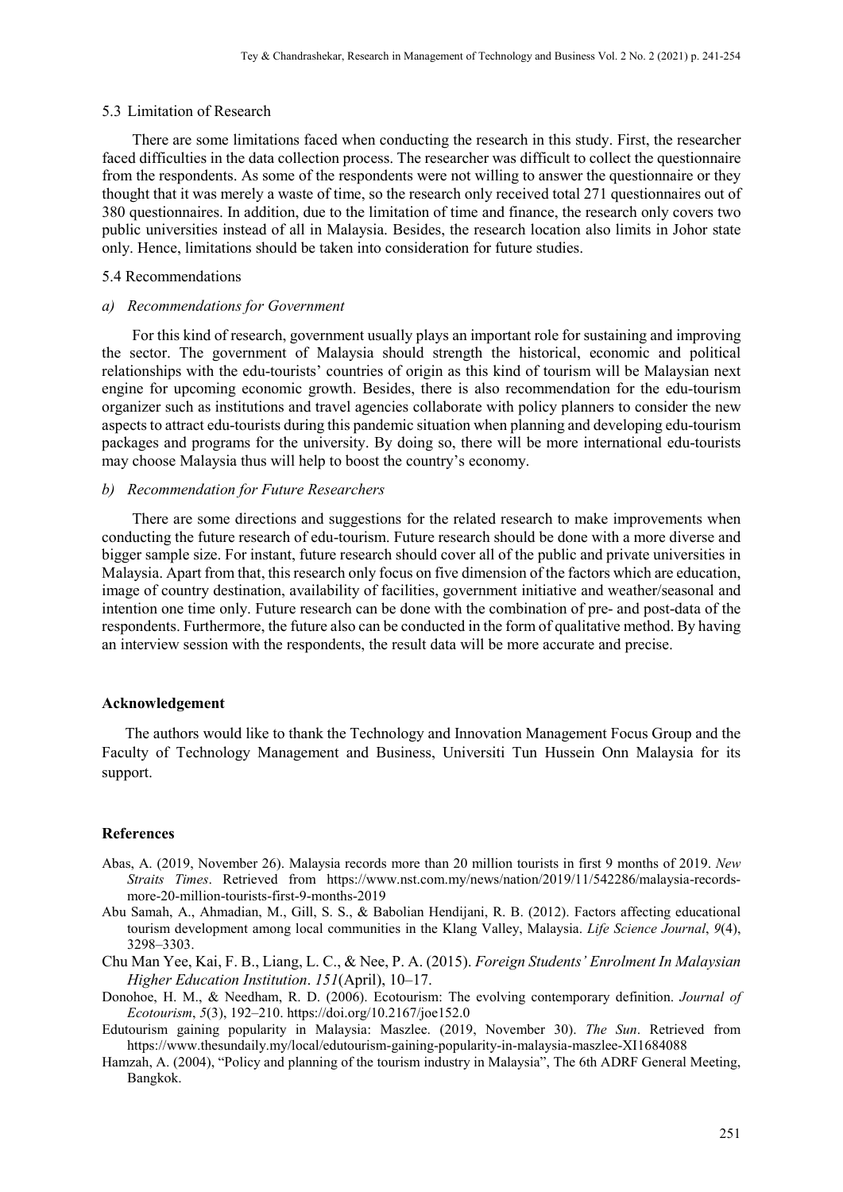### 5.3 Limitation of Research

There are some limitations faced when conducting the research in this study. First, the researcher faced difficulties in the data collection process. The researcher was difficult to collect the questionnaire from the respondents. As some of the respondents were not willing to answer the questionnaire or they thought that it was merely a waste of time, so the research only received total 271 questionnaires out of 380 questionnaires. In addition, due to the limitation of time and finance, the research only covers two public universities instead of all in Malaysia. Besides, the research location also limits in Johor state only. Hence, limitations should be taken into consideration for future studies.

### 5.4 Recommendations

*a) Recommendations for Government*

For this kind of research, government usually plays an important role for sustaining and improving the sector. The government of Malaysia should strength the historical, economic and political relationships with the edu-tourists' countries of origin as this kind of tourism will be Malaysian next engine for upcoming economic growth. Besides, there is also recommendation for the edu-tourism organizer such as institutions and travel agencies collaborate with policy planners to consider the new aspects to attract edu-tourists during this pandemic situation when planning and developing edu-tourism packages and programs for the university. By doing so, there will be more international edu-tourists may choose Malaysia thus will help to boost the country's economy.

*b) Recommendation for Future Researchers*

There are some directions and suggestions for the related research to make improvements when conducting the future research of edu-tourism. Future research should be done with a more diverse and bigger sample size. For instant, future research should cover all of the public and private universities in Malaysia. Apart from that, this research only focus on five dimension of the factors which are education, image of country destination, availability of facilities, government initiative and weather/seasonal and intention one time only. Future research can be done with the combination of pre- and post-data of the respondents. Furthermore, the future also can be conducted in the form of qualitative method. By having an interview session with the respondents, the result data will be more accurate and precise.

## Acknowledgement

The authors would like to thank the Technology and Innovation Management Focus Group and the Faculty of Technology Management and Business, Universiti Tun Hussein Onn Malaysia for its support.

## References

Abas, A. (2019, November 26). Malaysia records more than 20 million tourists in first 9 months of 2019. *New Straits Times*. Retrieved from https://www.nst.com.my/news/nation/2019/11/542286/malaysia-records-more-20-million-tourists-first-9-months-2019

Abu Samah, A., Ahmadian, M., Gill, S. S., & Babolian Hendijani, R. B. (2012). Factors affecting educational tourism development among local communities in the Klang Valley, Malaysia. *Life Science Journal*, *9*(4), 3298–3303.

Chu Man Yee, Kai, F. B., Liang, L. C., & Nee, P. A. (2015). *Foreign Students' Enrolment In Malaysian Higher Education Institution*. *151*(April), 10–17.

Donohoe, H. M., & Needham, R. D. (2006). Ecotourism: The evolving contemporary definition. *Journal of Ecotourism*, *5*(3), 192–210. https://doi.org/10.2167/joe152.0

Edutourism gaining popularity in Malaysia: Maszlee. (2019, November 30). *The Sun*. Retrieved from https://www.thesundaily.my/local/edutourism-gaining-popularity-in-malaysia-maszlee-XI1684088

Hamzah, A. (2004), "Policy and planning of the tourism industry in Malaysia", The 6th ADRF General Meeting, Bangkok.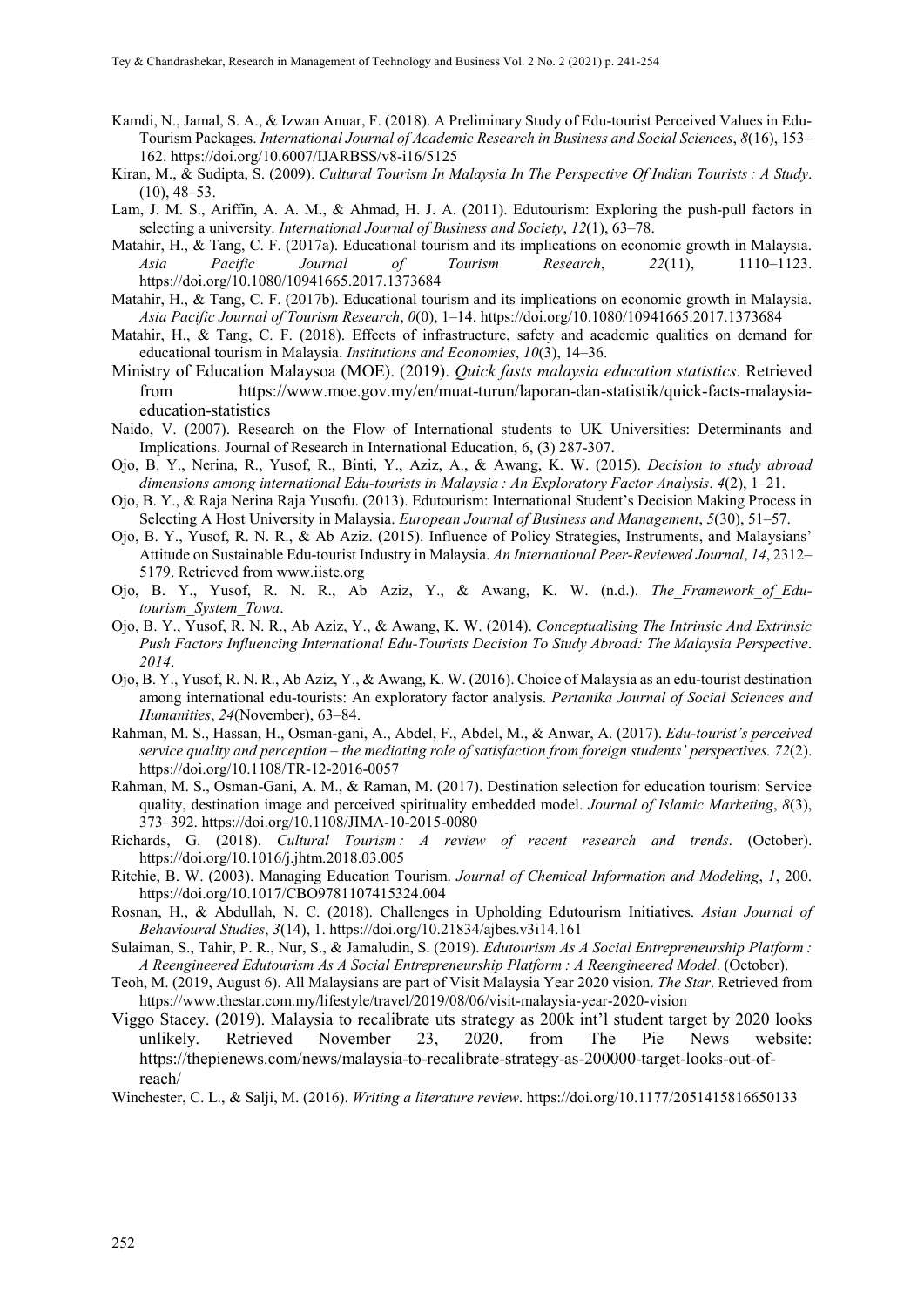Kamdi, N., Jamal, S. A., & Izwan Anuar, F. (2018). A Preliminary Study of Edu-tourist Perceived Values in Edu-Tourism Packages. *International Journal of Academic Research in Business and Social Sciences*, *8*(16), 153–162. https://doi.org/10.6007/IJARBSS/v8-i16/5125

Kiran, M., & Sudipta, S. (2009). *Cultural Tourism In Malaysia In The Perspective Of Indian Tourists : A Study*. (10), 48–53.

Lam, J. M. S., Ariffin, A. A. M., & Ahmad, H. J. A. (2011). Edutourism: Exploring the push-pull factors in selecting a university. *International Journal of Business and Society*, *12*(1), 63–78.

Matahir, H., & Tang, C. F. (2017a). Educational tourism and its implications on economic growth in Malaysia. *Asia Pacific Journal of Tourism Research*, *22*(11), 1110–1123. https://doi.org/10.1080/10941665.2017.1373684

Matahir, H., & Tang, C. F. (2017b). Educational tourism and its implications on economic growth in Malaysia. *Asia Pacific Journal of Tourism Research*, *0*(0), 1–14. https://doi.org/10.1080/10941665.2017.1373684

Matahir, H., & Tang, C. F. (2018). Effects of infrastructure, safety and academic qualities on demand for educational tourism in Malaysia. *Institutions and Economies*, *10*(3), 14–36.

Ministry of Education Malaysoa (MOE). (2019). *Quick fasts malaysia education statistics*. Retrieved from https://www.moe.gov.my/en/muat-turun/laporan-dan-statistik/quick-facts-malaysia-education-statistics

Naido, V. (2007). Research on the Flow of International students to UK Universities: Determinants and Implications. Journal of Research in International Education, 6, (3) 287-307.

Ojo, B. Y., Nerina, R., Yusof, R., Binti, Y., Aziz, A., & Awang, K. W. (2015). *Decision to study abroad dimensions among international Edu-tourists in Malaysia : An Exploratory Factor Analysis*. *4*(2), 1–21.

Ojo, B. Y., & Raja Nerina Raja Yusofu. (2013). Edutourism: International Student's Decision Making Process in Selecting A Host University in Malaysia. *European Journal of Business and Management*, *5*(30), 51–57.

Ojo, B. Y., Yusof, R. N. R., & Ab Aziz. (2015). Influence of Policy Strategies, Instruments, and Malaysians' Attitude on Sustainable Edu-tourist Industry in Malaysia. *An International Peer-Reviewed Journal*, *14*, 2312–5179. Retrieved from www.iiste.org

Ojo, B. Y., Yusof, R. N. R., Ab Aziz, Y., & Awang, K. W. (n.d.). *The_Framework_of_Edu-tourism_System_Towa*.

Ojo, B. Y., Yusof, R. N. R., Ab Aziz, Y., & Awang, K. W. (2014). *Conceptualising The Intrinsic And Extrinsic Push Factors Influencing International Edu-Tourists Decision To Study Abroad: The Malaysia Perspective*. *2014*.

Ojo, B. Y., Yusof, R. N. R., Ab Aziz, Y., & Awang, K. W. (2016). Choice of Malaysia as an edu-tourist destination among international edu-tourists: An exploratory factor analysis. *Pertanika Journal of Social Sciences and Humanities*, *24*(November), 63–84.

Rahman, M. S., Hassan, H., Osman-gani, A., Abdel, F., Abdel, M., & Anwar, A. (2017). *Edu-tourist's perceived service quality and perception – the mediating role of satisfaction from foreign students' perspectives. 72*(2). https://doi.org/10.1108/TR-12-2016-0057

Rahman, M. S., Osman-Gani, A. M., & Raman, M. (2017). Destination selection for education tourism: Service quality, destination image and perceived spirituality embedded model. *Journal of Islamic Marketing*, *8*(3), 373–392. https://doi.org/10.1108/JIMA-10-2015-0080

Richards, G. (2018). *Cultural Tourism : A review of recent research and trends*. (October). https://doi.org/10.1016/j.jhtm.2018.03.005

Ritchie, B. W. (2003). Managing Education Tourism. *Journal of Chemical Information and Modeling*, *1*, 200. https://doi.org/10.1017/CBO9781107415324.004

Rosnan, H., & Abdullah, N. C. (2018). Challenges in Upholding Edutourism Initiatives. *Asian Journal of Behavioural Studies*, *3*(14), 1. https://doi.org/10.21834/ajbes.v3i14.161

Sulaiman, S., Tahir, P. R., Nur, S., & Jamaludin, S. (2019). *Edutourism As A Social Entrepreneurship Platform : A Reengineered Edutourism As A Social Entrepreneurship Platform : A Reengineered Model*. (October).

Teoh, M. (2019, August 6). All Malaysians are part of Visit Malaysia Year 2020 vision. *The Star*. Retrieved from https://www.thestar.com.my/lifestyle/travel/2019/08/06/visit-malaysia-year-2020-vision

Viggo Stacey. (2019). Malaysia to recalibrate uts strategy as 200k int'l student target by 2020 looks unlikely. Retrieved November 23, 2020, from The Pie News website: https://thepienews.com/news/malaysia-to-recalibrate-strategy-as-200000-target-looks-out-of-reach/

Winchester, C. L., & Salji, M. (2016). *Writing a literature review*. https://doi.org/10.1177/2051415816650133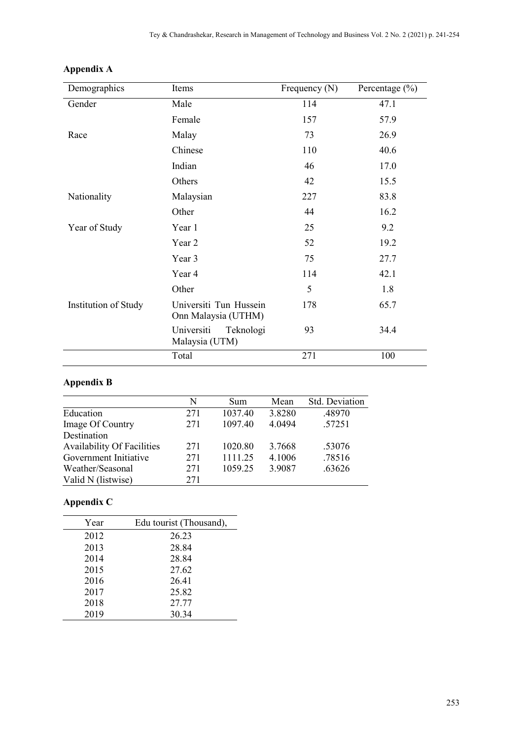## Appendix A

| Demographics | Items | Frequency (N) | Percentage (%) |
|---|---|---|---|
| Gender | Male | 114 | 47.1 |
| | Female | 157 | 57.9 |
| Race | Malay | 73 | 26.9 |
| | Chinese | 110 | 40.6 |
| | Indian | 46 | 17.0 |
| | Others | 42 | 15.5 |
| Nationality | Malaysian | 227 | 83.8 |
| | Other | 44 | 16.2 |
| Year of Study | Year 1 | 25 | 9.2 |
| | Year 2 | 52 | 19.2 |
| | Year 3 | 75 | 27.7 |
| | Year 4 | 114 | 42.1 |
| | Other | 5 | 1.8 |
| Institution of Study | Universiti Tun Hussein Onn Malaysia (UTHM) | 178 | 65.7 |
| | Universiti Teknologi Malaysia (UTM) | 93 | 34.4 |
| | Total | 271 | 100 |

## Appendix B

| | N | Sum | Mean | Std. Deviation |
|---|---|---|---|---|
| Education | 271 | 1037.40 | 3.8280 | .48970 |
| Image Of Country Destination | 271 | 1097.40 | 4.0494 | .57251 |
| Availability Of Facilities | 271 | 1020.80 | 3.7668 | .53076 |
| Government Initiative | 271 | 1111.25 | 4.1006 | .78516 |
| Weather/Seasonal | 271 | 1059.25 | 3.9087 | .63626 |
| Valid N (listwise) | 271 | | | |

## Appendix C

| Year | Edu tourist (Thousand), |
|---|---|
| 2012 | 26.23 |
| 2013 | 28.84 |
| 2014 | 28.84 |
| 2015 | 27.62 |
| 2016 | 26.41 |
| 2017 | 25.82 |
| 2018 | 27.77 |
| 2019 | 30.34 |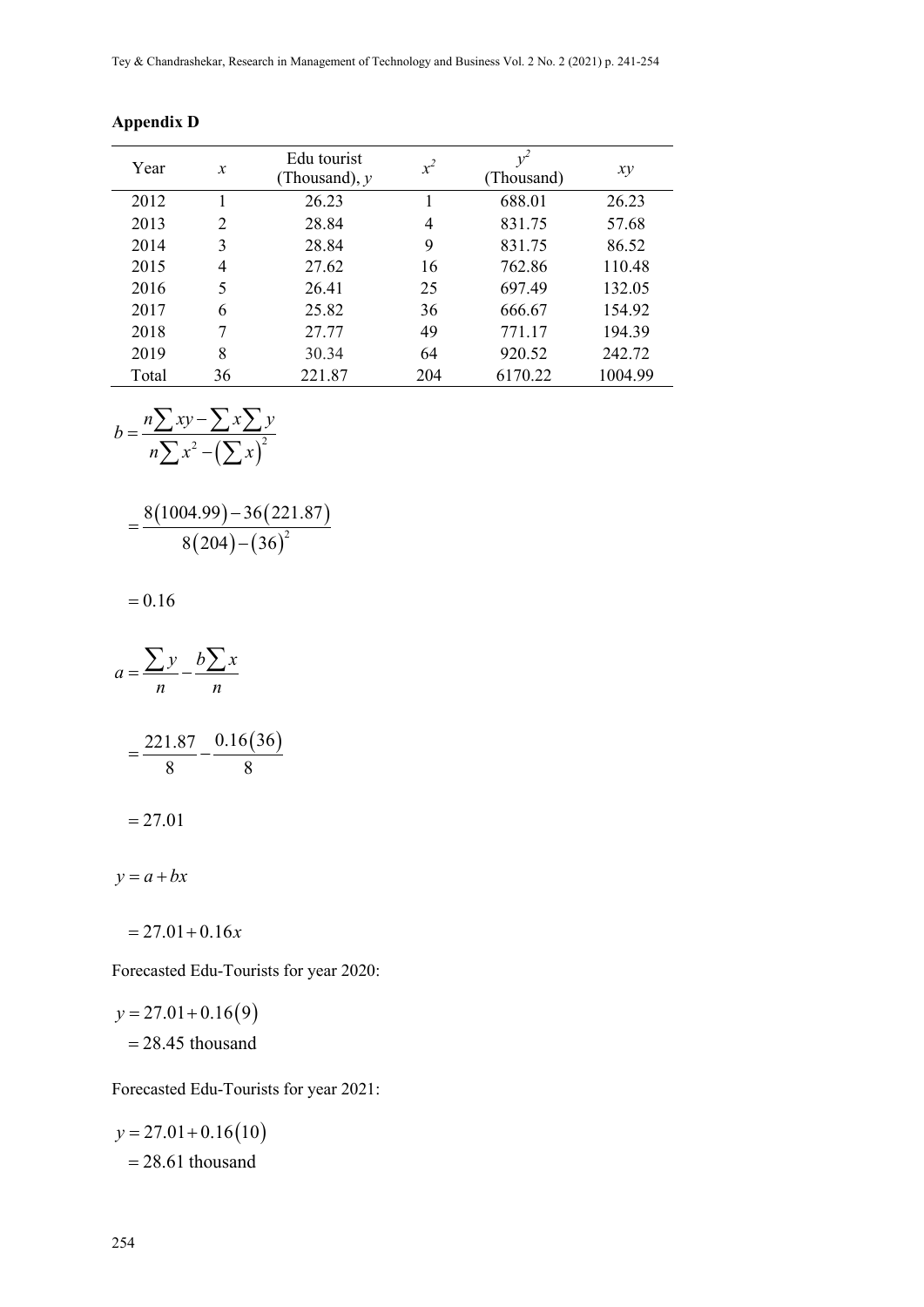**Appendix D**

| Year | $x$ | Edu tourist (Thousand), $y$ | $x^2$ | $y^2$ (Thousand) | $xy$ |
|---|---|---|---|---|---|
| 2012 | 1 | 26.23 | 1 | 688.01 | 26.23 |
| 2013 | 2 | 28.84 | 4 | 831.75 | 57.68 |
| 2014 | 3 | 28.84 | 9 | 831.75 | 86.52 |
| 2015 | 4 | 27.62 | 16 | 762.86 | 110.48 |
| 2016 | 5 | 26.41 | 25 | 697.49 | 132.05 |
| 2017 | 6 | 25.82 | 36 | 666.67 | 154.92 |
| 2018 | 7 | 27.77 | 49 | 771.17 | 194.39 |
| 2019 | 8 | 30.34 | 64 | 920.52 | 242.72 |
| Total | 36 | 221.87 | 204 | 6170.22 | 1004.99 |

$$b = \frac{n\sum xy - \sum x \sum y}{n\sum x^2 - \left(\sum x\right)^2}$$

$$= \frac{8(1004.99) - 36(221.87)}{8(204) - (36)^2}$$

$$= 0.16$$

$$a = \frac{\sum y}{n} - \frac{b\sum x}{n}$$

$$= \frac{221.87}{8} - \frac{0.16(36)}{8}$$

$$= 27.01$$

$$y = a + bx$$

$$= 27.01 + 0.16x$$

Forecasted Edu-Tourists for year 2020:

$$y = 27.01 + 0.16(9)$$
$$= 28.45 \text{ thousand}$$

Forecasted Edu-Tourists for year 2021:

$$y = 27.01 + 0.16(10)$$
$$= 28.61 \text{ thousand}$$